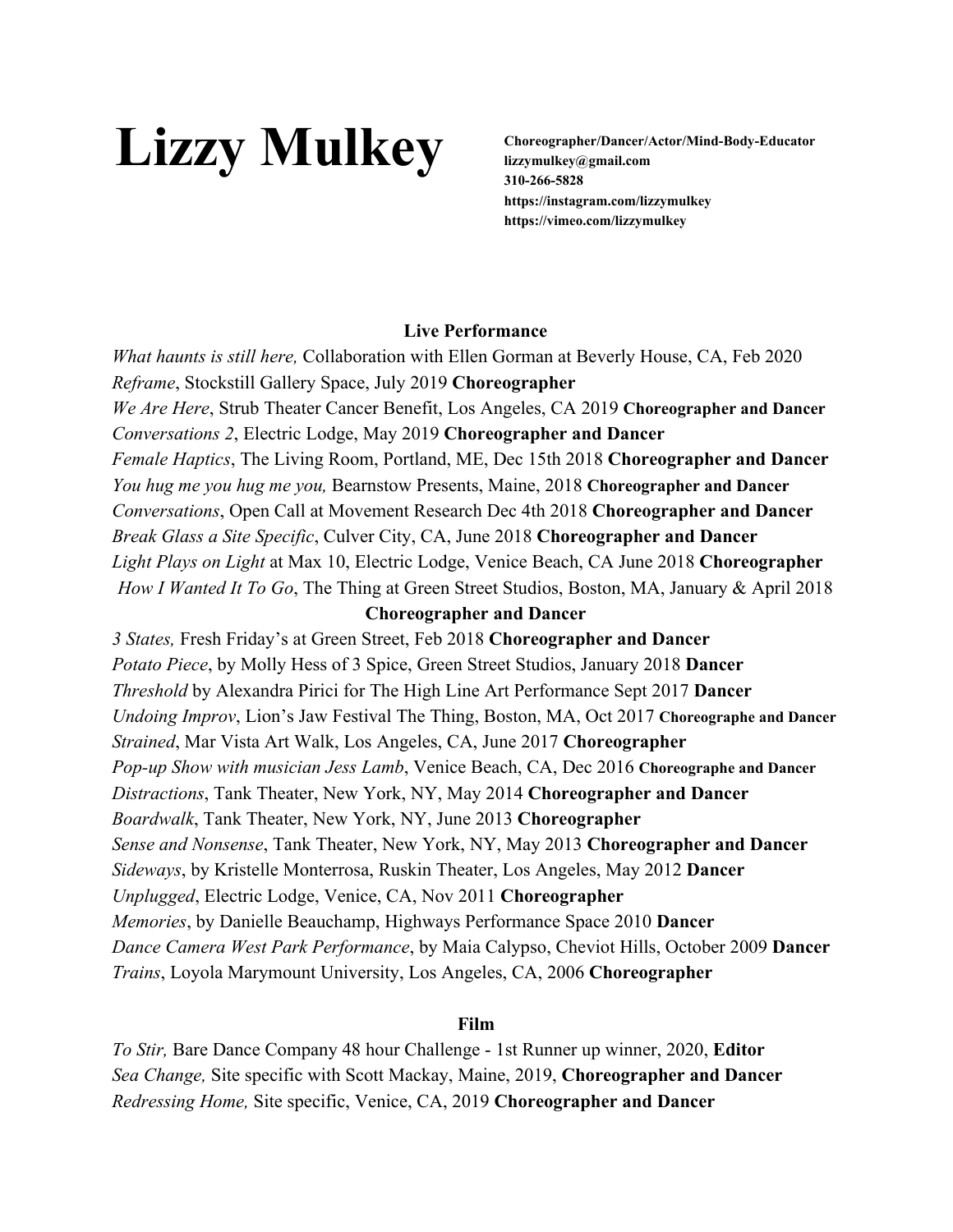# Lizzy Mulkey

**Choreographer/Dancer/Actor/Mind-Body-Educator**
**lizzymulkey@gmail.com**
**310-266-5828**
**https://instagram.com/lizzymulkey**
**https://vimeo.com/lizzymulkey**

## Live Performance

*What haunts is still here,* Collaboration with Ellen Gorman at Beverly House, CA, Feb 2020
*Reframe*, Stockstill Gallery Space, July 2019 **Choreographer**
*We Are Here*, Strub Theater Cancer Benefit, Los Angeles, CA 2019 **Choreographer and Dancer**
*Conversations 2*, Electric Lodge, May 2019 **Choreographer and Dancer**
*Female Haptics*, The Living Room, Portland, ME, Dec 15th 2018 **Choreographer and Dancer**
*You hug me you hug me you,* Bearnstow Presents, Maine, 2018 **Choreographer and Dancer**
*Conversations*, Open Call at Movement Research Dec 4th 2018 **Choreographer and Dancer**
*Break Glass a Site Specific*, Culver City, CA, June 2018 **Choreographer and Dancer**
*Light Plays on Light* at Max 10, Electric Lodge, Venice Beach, CA June 2018 **Choreographer**
*How I Wanted It To Go*, The Thing at Green Street Studios, Boston, MA, January & April 2018 **Choreographer and Dancer**
*3 States,* Fresh Friday's at Green Street, Feb 2018 **Choreographer and Dancer**
*Potato Piece*, by Molly Hess of 3 Spice, Green Street Studios, January 2018 **Dancer**
*Threshold* by Alexandra Pirici for The High Line Art Performance Sept 2017 **Dancer**
*Undoing Improv*, Lion's Jaw Festival The Thing, Boston, MA, Oct 2017 **Choreographe and Dancer**
*Strained*, Mar Vista Art Walk, Los Angeles, CA, June 2017 **Choreographer**
*Pop-up Show with musician Jess Lamb*, Venice Beach, CA, Dec 2016 **Choreographe and Dancer**
*Distractions*, Tank Theater, New York, NY, May 2014 **Choreographer and Dancer**
*Boardwalk*, Tank Theater, New York, NY, June 2013 **Choreographer**
*Sense and Nonsense*, Tank Theater, New York, NY, May 2013 **Choreographer and Dancer**
*Sideways*, by Kristelle Monterrosa, Ruskin Theater, Los Angeles, May 2012 **Dancer**
*Unplugged*, Electric Lodge, Venice, CA, Nov 2011 **Choreographer**
*Memories*, by Danielle Beauchamp, Highways Performance Space 2010 **Dancer**
*Dance Camera West Park Performance*, by Maia Calypso, Cheviot Hills, October 2009 **Dancer**
*Trains*, Loyola Marymount University, Los Angeles, CA, 2006 **Choreographer**

## Film

*To Stir,* Bare Dance Company 48 hour Challenge - 1st Runner up winner, 2020, **Editor**
*Sea Change,* Site specific with Scott Mackay, Maine, 2019, **Choreographer and Dancer**
*Redressing Home,* Site specific, Venice, CA, 2019 **Choreographer and Dancer**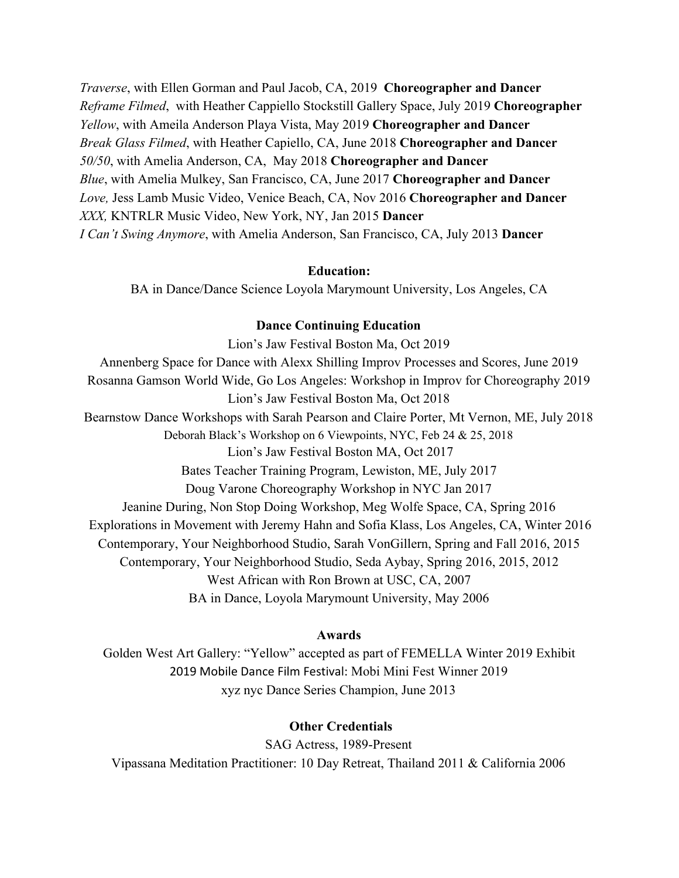*Traverse*, with Ellen Gorman and Paul Jacob, CA, 2019 **Choreographer and Dancer**
*Reframe Filmed*, with Heather Cappiello Stockstill Gallery Space, July 2019 **Choreographer**
*Yellow*, with Ameila Anderson Playa Vista, May 2019 **Choreographer and Dancer**
*Break Glass Filmed*, with Heather Capiello, CA, June 2018 **Choreographer and Dancer**
*50/50*, with Amelia Anderson, CA, May 2018 **Choreographer and Dancer**
*Blue*, with Amelia Mulkey, San Francisco, CA, June 2017 **Choreographer and Dancer**
*Love,* Jess Lamb Music Video, Venice Beach, CA, Nov 2016 **Choreographer and Dancer**
*XXX,* KNTRLR Music Video, New York, NY, Jan 2015 **Dancer**
*I Can't Swing Anymore*, with Amelia Anderson, San Francisco, CA, July 2013 **Dancer**

**Education:**

BA in Dance/Dance Science Loyola Marymount University, Los Angeles, CA

**Dance Continuing Education**

Lion's Jaw Festival Boston Ma, Oct 2019
Annenberg Space for Dance with Alexx Shilling Improv Processes and Scores, June 2019
Rosanna Gamson World Wide, Go Los Angeles: Workshop in Improv for Choreography 2019
Lion's Jaw Festival Boston Ma, Oct 2018
Bearnstow Dance Workshops with Sarah Pearson and Claire Porter, Mt Vernon, ME, July 2018
Deborah Black's Workshop on 6 Viewpoints, NYC, Feb 24 & 25, 2018
Lion's Jaw Festival Boston MA, Oct 2017
Bates Teacher Training Program, Lewiston, ME, July 2017
Doug Varone Choreography Workshop in NYC Jan 2017
Jeanine During, Non Stop Doing Workshop, Meg Wolfe Space, CA, Spring 2016
Explorations in Movement with Jeremy Hahn and Sofia Klass, Los Angeles, CA, Winter 2016
Contemporary, Your Neighborhood Studio, Sarah VonGillern, Spring and Fall 2016, 2015
Contemporary, Your Neighborhood Studio, Seda Aybay, Spring 2016, 2015, 2012
West African with Ron Brown at USC, CA, 2007
BA in Dance, Loyola Marymount University, May 2006

**Awards**

Golden West Art Gallery: "Yellow" accepted as part of FEMELLA Winter 2019 Exhibit
2019 Mobile Dance Film Festival: Mobi Mini Fest Winner 2019
xyz nyc Dance Series Champion, June 2013

**Other Credentials**

SAG Actress, 1989-Present
Vipassana Meditation Practitioner: 10 Day Retreat, Thailand 2011 & California 2006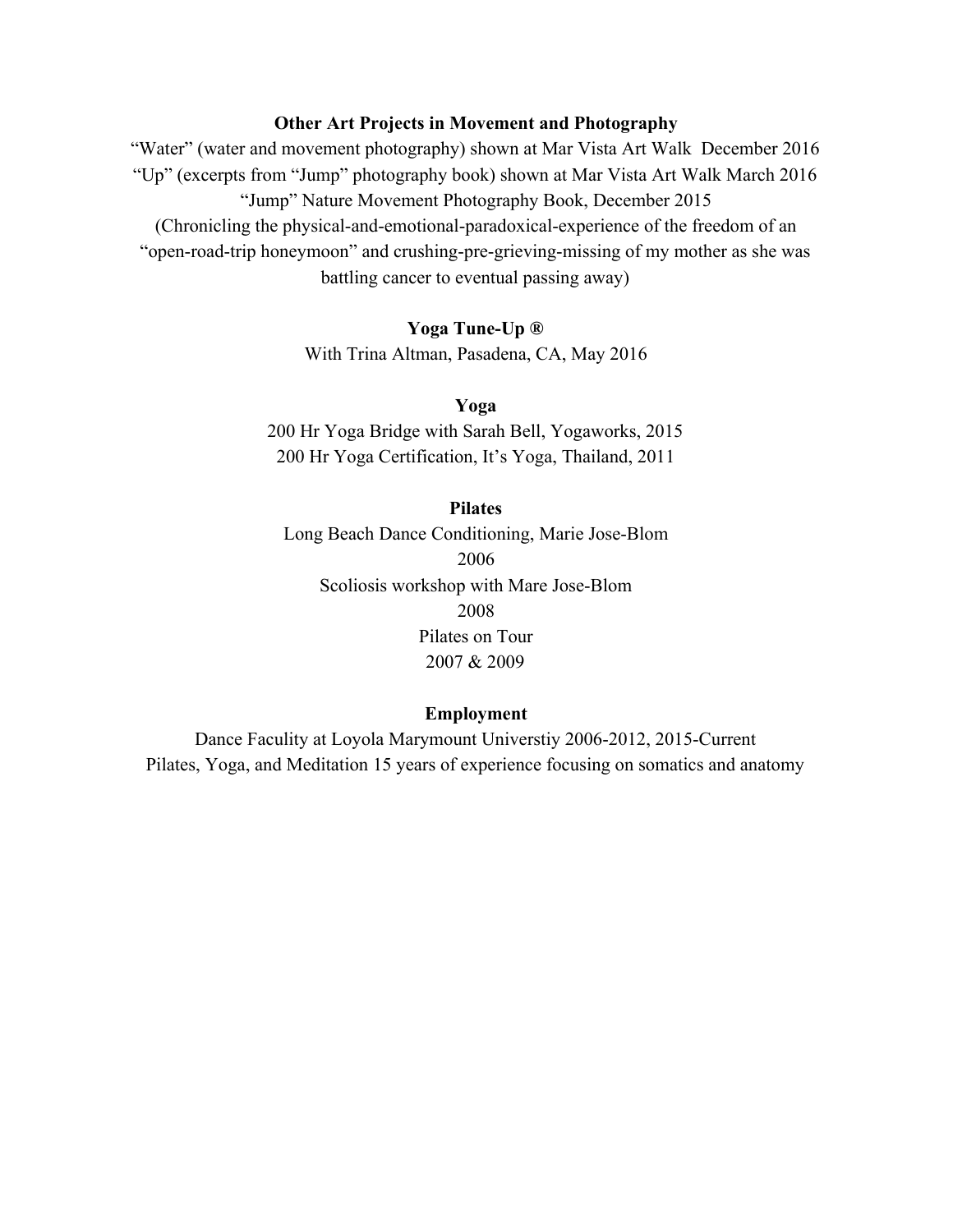## Other Art Projects in Movement and Photography

"Water" (water and movement photography) shown at Mar Vista Art Walk December 2016
"Up" (excerpts from "Jump" photography book) shown at Mar Vista Art Walk March 2016
"Jump" Nature Movement Photography Book, December 2015
(Chronicling the physical-and-emotional-paradoxical-experience of the freedom of an "open-road-trip honeymoon" and crushing-pre-grieving-missing of my mother as she was battling cancer to eventual passing away)

## Yoga Tune-Up ®

With Trina Altman, Pasadena, CA, May 2016

## Yoga

200 Hr Yoga Bridge with Sarah Bell, Yogaworks, 2015
200 Hr Yoga Certification, It's Yoga, Thailand, 2011

## Pilates

Long Beach Dance Conditioning, Marie Jose-Blom
2006
Scoliosis workshop with Mare Jose-Blom
2008
Pilates on Tour
2007 & 2009

## Employment

Dance Faculty at Loyola Marymount Universtiy 2006-2012, 2015-Current
Pilates, Yoga, and Meditation 15 years of experience focusing on somatics and anatomy